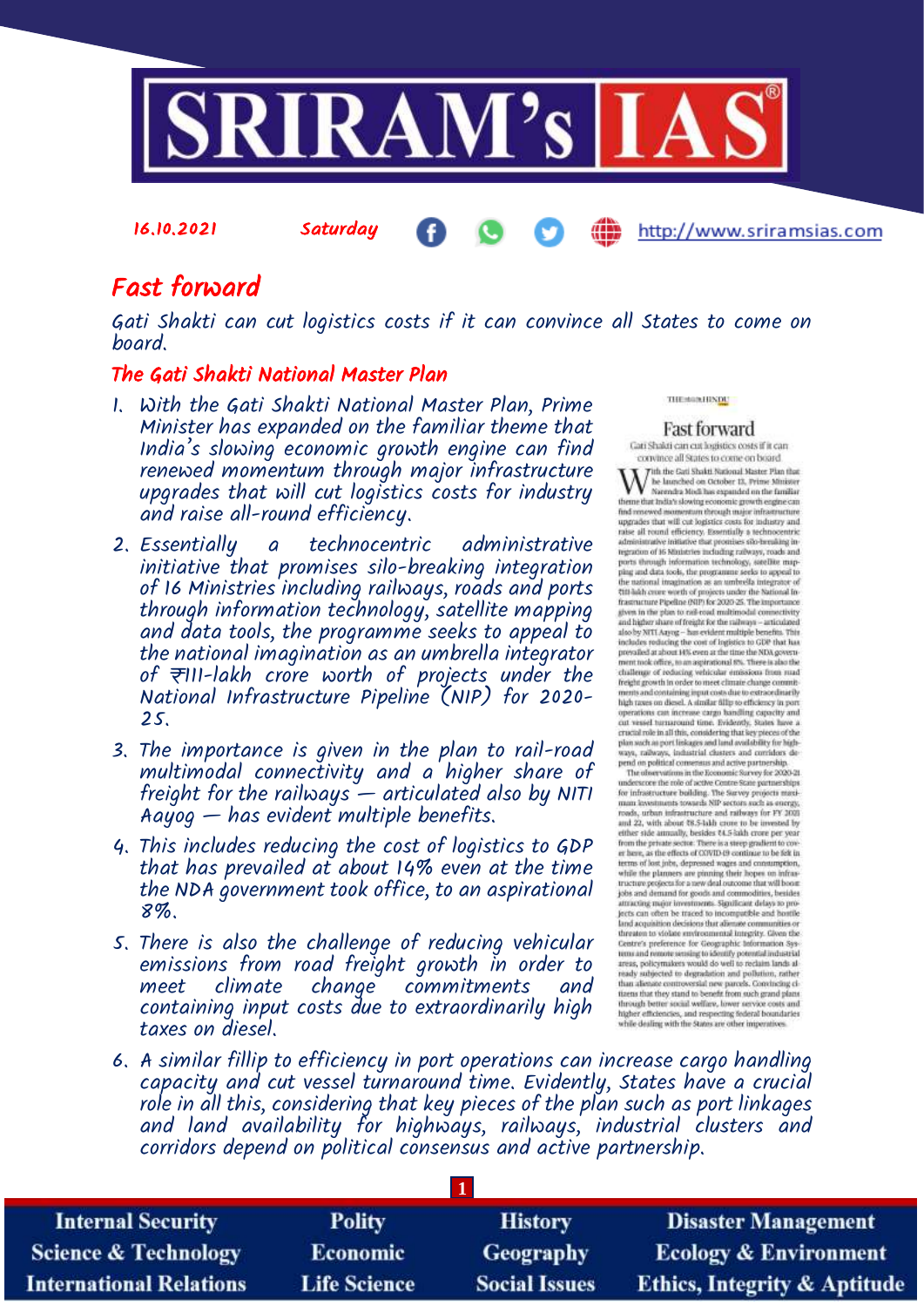16.10.2021 Saturday http://www.sriramsias.com

# Fast forward

*Gati Shakti can cut logistics costs if it can convince all States to come on board.*

## The Gati Shakti National Master Plan

1. With the Gati Shakti National Master Plan, Prime Minister has expanded on the familiar theme that India's slowing economic growth engine can find renewed momentum through major infrastructure upgrades that will cut logistics costs for industry and raise all-round efficiency.
2. Essentially a technocentric administrative initiative that promises silo-breaking integration of 16 Ministries including railways, roads and ports through information technology, satellite mapping and data tools, the programme seeks to appeal to the national imagination as an umbrella integrator of ₹111-lakh crore worth of projects under the National Infrastructure Pipeline (NIP) for 2020-25.
3. The importance is given in the plan to rail-road multimodal connectivity and a higher share of freight for the railways — articulated also by NITI Aayog — has evident multiple benefits.
4. This includes reducing the cost of logistics to GDP that has prevailed at about 14% even at the time the NDA government took office, to an aspirational 8%.
5. There is also the challenge of reducing vehicular emissions from road freight growth in order to meet climate change commitments and containing input costs due to extraordinarily high taxes on diesel.
6. A similar fillip to efficiency in port operations can increase cargo handling capacity and cut vessel turnaround time. Evidently, States have a crucial role in all this, considering that key pieces of the plan such as port linkages and land availability for highways, railways, industrial clusters and corridors depend on political consensus and active partnership.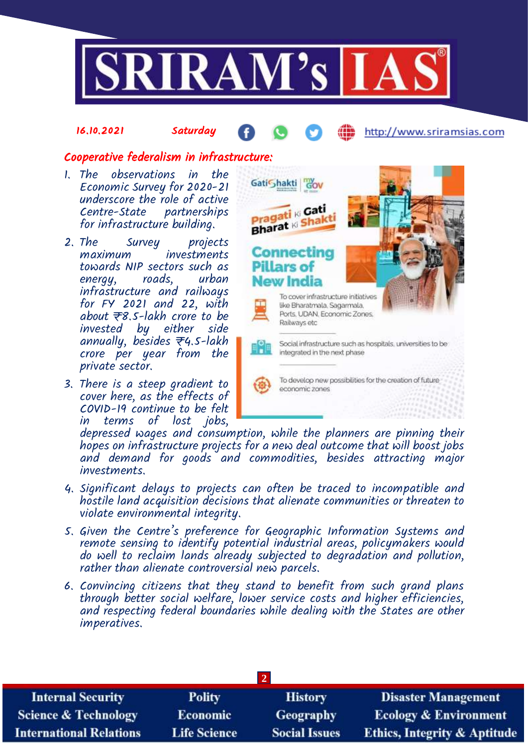16.10.2021 Saturday http://www.sriramsias.com

## Cooperative federalism in infrastructure:

1. The observations in the Economic Survey for 2020-21 underscore the role of active Centre-State partnerships for infrastructure building.
2. The Survey projects maximum investments towards NIP sectors such as energy, roads, urban infrastructure and railways for FY 2021 and 22, with about ₹8.5-lakh crore to be invested by either side annually, besides ₹4.5-lakh crore per year from the private sector.
3. There is a steep gradient to cover here, as the effects of COVID-19 continue to be felt in terms of lost jobs, depressed wages and consumption, while the planners are pinning their hopes on infrastructure projects for a new deal outcome that will boost jobs and demand for goods and commodities, besides attracting major investments.
4. Significant delays to projects can often be traced to incompatible and hostile land acquisition decisions that alienate communities or threaten to violate environmental integrity.
5. Given the Centre's preference for Geographic Information Systems and remote sensing to identify potential industrial areas, policymakers would do well to reclaim lands already subjected to degradation and pollution, rather than alienate controversial new parcels.
6. Convincing citizens that they stand to benefit from such grand plans through better social welfare, lower service costs and higher efficiencies, and respecting federal boundaries while dealing with the States are other imperatives.